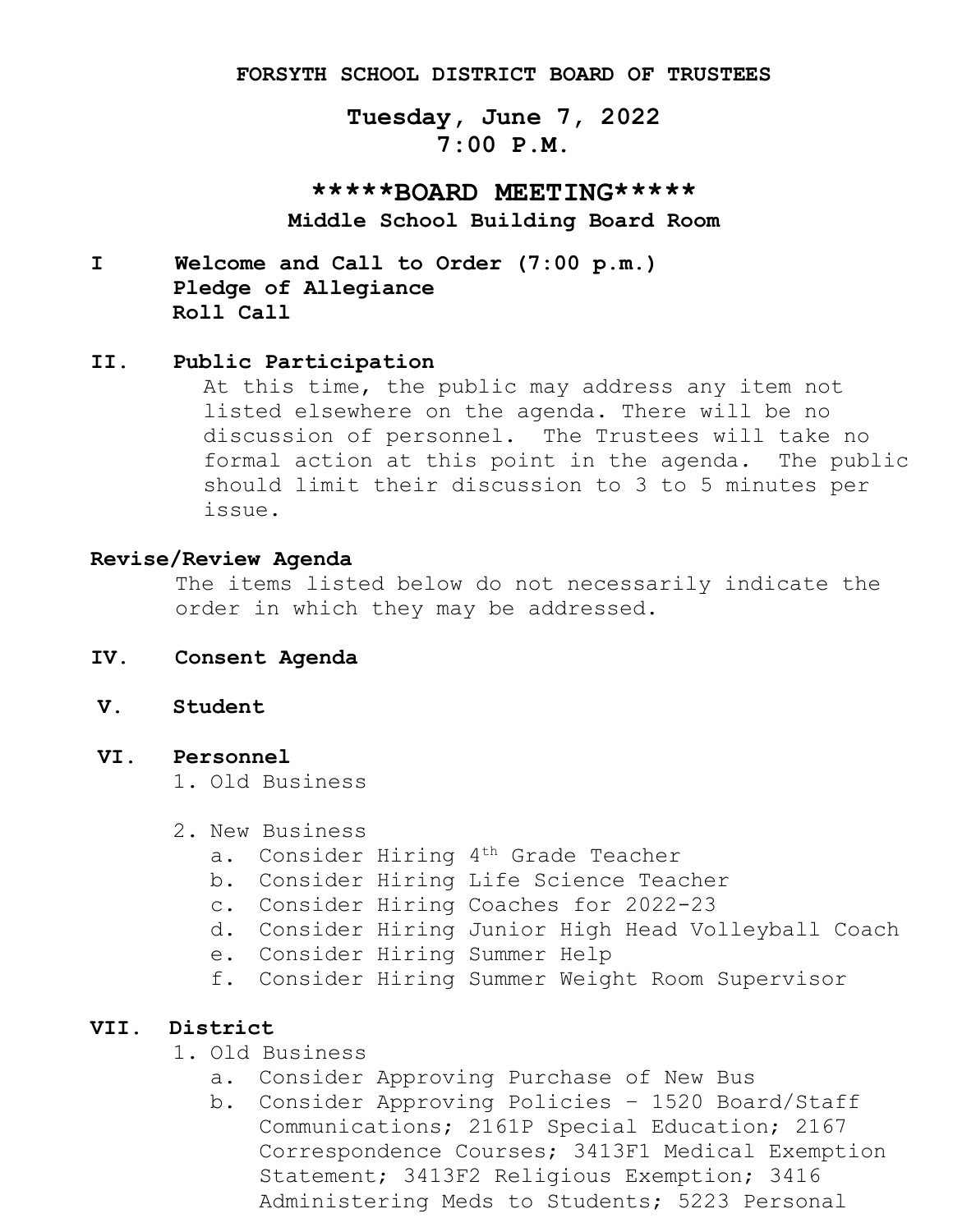# FORSYTH SCHOOL DISTRICT BOARD OF TRUSTEES

## Tuesday, June 7, 2022
## 7:00 P.M.

## *****BOARD MEETING*****

**Middle School Building Board Room**

**I Welcome and Call to Order (7:00 p.m.)**
**Pledge of Allegiance**
**Roll Call**

**II. Public Participation**

At this time, the public may address any item not listed elsewhere on the agenda. There will be no discussion of personnel. The Trustees will take no formal action at this point in the agenda. The public should limit their discussion to 3 to 5 minutes per issue.

**Revise/Review Agenda**

The items listed below do not necessarily indicate the order in which they may be addressed.

**IV. Consent Agenda**

**V. Student**

**VI. Personnel**

1. Old Business
2. New Business
   a. Consider Hiring 4th Grade Teacher
   b. Consider Hiring Life Science Teacher
   c. Consider Hiring Coaches for 2022-23
   d. Consider Hiring Junior High Head Volleyball Coach
   e. Consider Hiring Summer Help
   f. Consider Hiring Summer Weight Room Supervisor

**VII. District**

1. Old Business
   a. Consider Approving Purchase of New Bus
   b. Consider Approving Policies – 1520 Board/Staff Communications; 2161P Special Education; 2167 Correspondence Courses; 3413F1 Medical Exemption Statement; 3413F2 Religious Exemption; 3416 Administering Meds to Students; 5223 Personal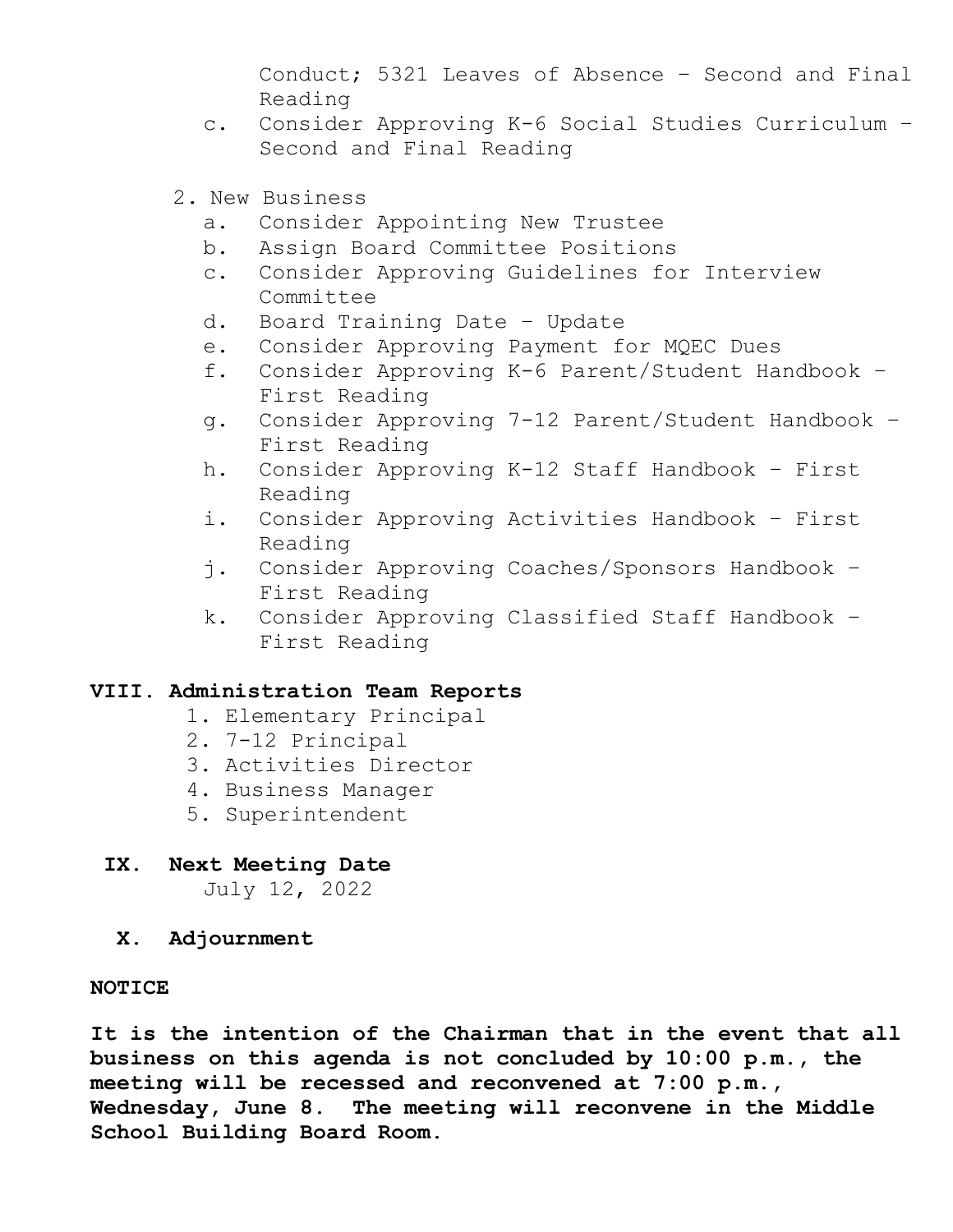Conduct; 5321 Leaves of Absence – Second and Final Reading

c. Consider Approving K-6 Social Studies Curriculum – Second and Final Reading

2. New Business
   a. Consider Appointing New Trustee
   b. Assign Board Committee Positions
   c. Consider Approving Guidelines for Interview Committee
   d. Board Training Date – Update
   e. Consider Approving Payment for MQEC Dues
   f. Consider Approving K-6 Parent/Student Handbook – First Reading
   g. Consider Approving 7-12 Parent/Student Handbook – First Reading
   h. Consider Approving K-12 Staff Handbook – First Reading
   i. Consider Approving Activities Handbook – First Reading
   j. Consider Approving Coaches/Sponsors Handbook – First Reading
   k. Consider Approving Classified Staff Handbook – First Reading

**VIII. Administration Team Reports**

1. Elementary Principal
2. 7-12 Principal
3. Activities Director
4. Business Manager
5. Superintendent

**IX. Next Meeting Date**

July 12, 2022

**X. Adjournment**

**NOTICE**

**It is the intention of the Chairman that in the event that all business on this agenda is not concluded by 10:00 p.m., the meeting will be recessed and reconvened at 7:00 p.m., Wednesday, June 8. The meeting will reconvene in the Middle School Building Board Room.**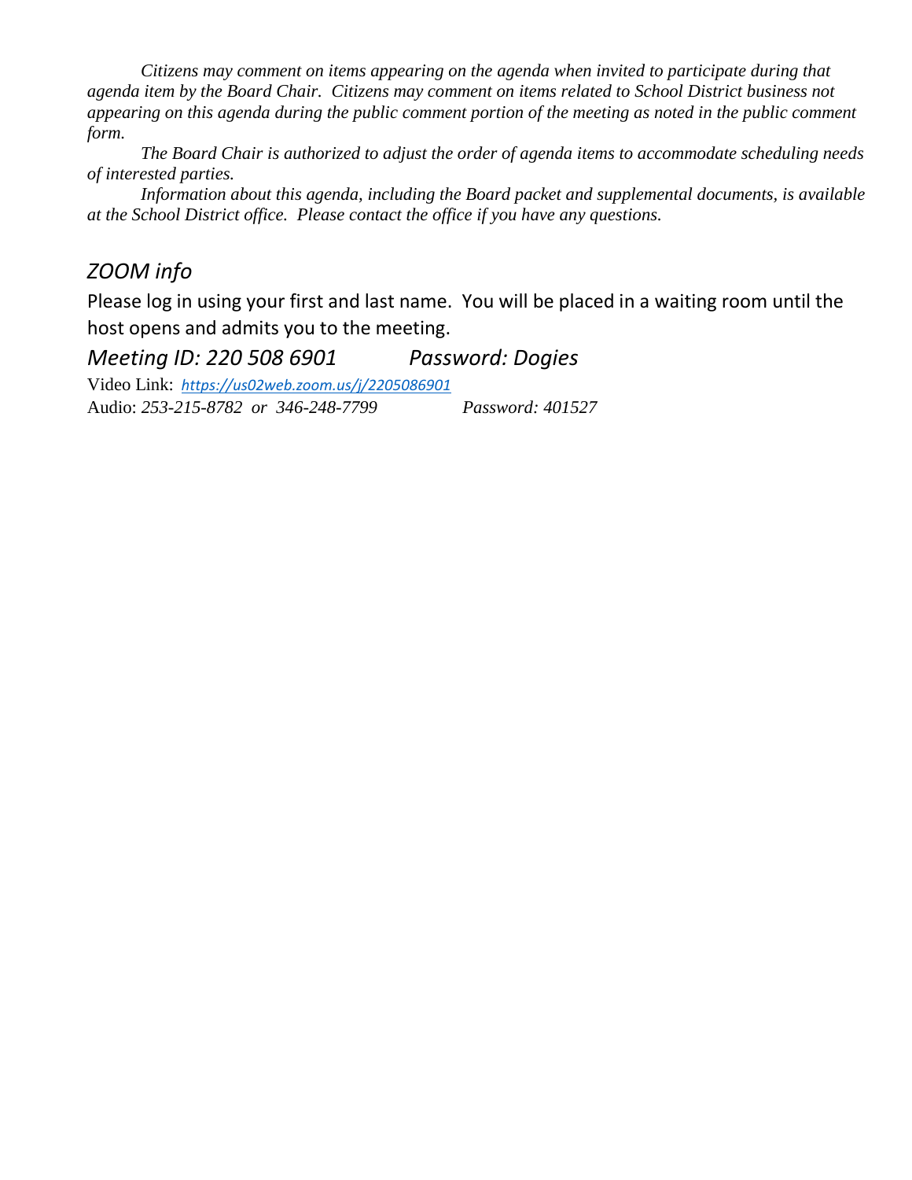*Citizens may comment on items appearing on the agenda when invited to participate during that agenda item by the Board Chair. Citizens may comment on items related to School District business not appearing on this agenda during the public comment portion of the meeting as noted in the public comment form.*

*The Board Chair is authorized to adjust the order of agenda items to accommodate scheduling needs of interested parties.*

*Information about this agenda, including the Board packet and supplemental documents, is available at the School District office. Please contact the office if you have any questions.*

## *ZOOM info*

Please log in using your first and last name. You will be placed in a waiting room until the host opens and admits you to the meeting.

*Meeting ID: 220 508 6901* *Password: Dogies*

Video Link: *https://us02web.zoom.us/j/2205086901*

Audio: *253-215-8782 or 346-248-7799* *Password: 401527*